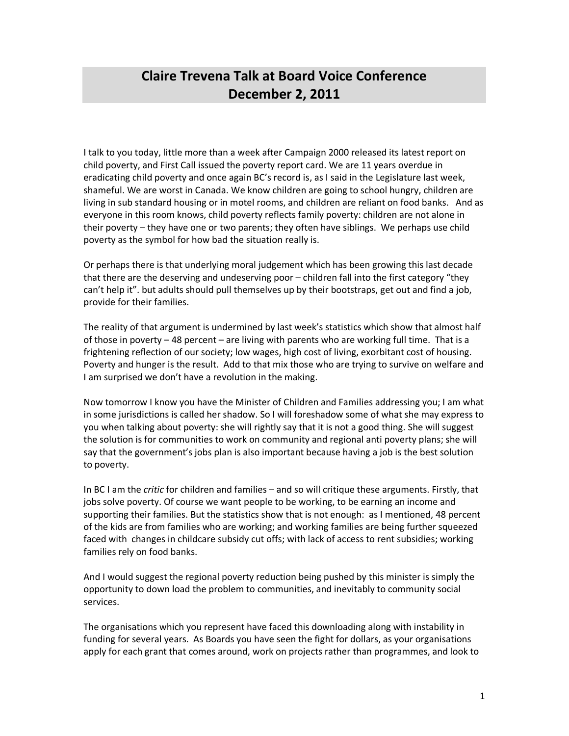# Claire Trevena Talk at Board Voice Conference
# December 2, 2011

I talk to you today, little more than a week after Campaign 2000 released its latest report on child poverty, and First Call issued the poverty report card. We are 11 years overdue in eradicating child poverty and once again BC's record is, as I said in the Legislature last week, shameful. We are worst in Canada. We know children are going to school hungry, children are living in sub standard housing or in motel rooms, and children are reliant on food banks. And as everyone in this room knows, child poverty reflects family poverty: children are not alone in their poverty – they have one or two parents; they often have siblings. We perhaps use child poverty as the symbol for how bad the situation really is.

Or perhaps there is that underlying moral judgement which has been growing this last decade that there are the deserving and undeserving poor – children fall into the first category "they can't help it". but adults should pull themselves up by their bootstraps, get out and find a job, provide for their families.

The reality of that argument is undermined by last week's statistics which show that almost half of those in poverty – 48 percent – are living with parents who are working full time. That is a frightening reflection of our society; low wages, high cost of living, exorbitant cost of housing. Poverty and hunger is the result. Add to that mix those who are trying to survive on welfare and I am surprised we don't have a revolution in the making.

Now tomorrow I know you have the Minister of Children and Families addressing you; I am what in some jurisdictions is called her shadow. So I will foreshadow some of what she may express to you when talking about poverty: she will rightly say that it is not a good thing. She will suggest the solution is for communities to work on community and regional anti poverty plans; she will say that the government's jobs plan is also important because having a job is the best solution to poverty.

In BC I am the *critic* for children and families – and so will critique these arguments. Firstly, that jobs solve poverty. Of course we want people to be working, to be earning an income and supporting their families. But the statistics show that is not enough: as I mentioned, 48 percent of the kids are from families who are working; and working families are being further squeezed faced with changes in childcare subsidy cut offs; with lack of access to rent subsidies; working families rely on food banks.

And I would suggest the regional poverty reduction being pushed by this minister is simply the opportunity to down load the problem to communities, and inevitably to community social services.

The organisations which you represent have faced this downloading along with instability in funding for several years. As Boards you have seen the fight for dollars, as your organisations apply for each grant that comes around, work on projects rather than programmes, and look to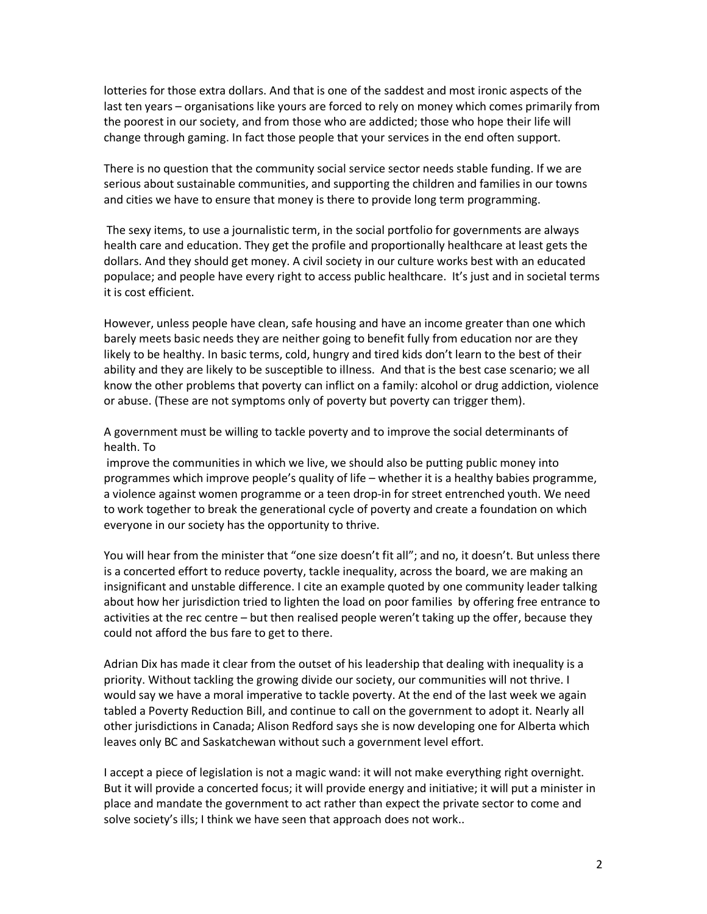lotteries for those extra dollars. And that is one of the saddest and most ironic aspects of the last ten years – organisations like yours are forced to rely on money which comes primarily from the poorest in our society, and from those who are addicted; those who hope their life will change through gaming. In fact those people that your services in the end often support.

There is no question that the community social service sector needs stable funding. If we are serious about sustainable communities, and supporting the children and families in our towns and cities we have to ensure that money is there to provide long term programming.

The sexy items, to use a journalistic term, in the social portfolio for governments are always health care and education. They get the profile and proportionally healthcare at least gets the dollars. And they should get money. A civil society in our culture works best with an educated populace; and people have every right to access public healthcare. It's just and in societal terms it is cost efficient.

However, unless people have clean, safe housing and have an income greater than one which barely meets basic needs they are neither going to benefit fully from education nor are they likely to be healthy. In basic terms, cold, hungry and tired kids don't learn to the best of their ability and they are likely to be susceptible to illness. And that is the best case scenario; we all know the other problems that poverty can inflict on a family: alcohol or drug addiction, violence or abuse. (These are not symptoms only of poverty but poverty can trigger them).

A government must be willing to tackle poverty and to improve the social determinants of health. To improve the communities in which we live, we should also be putting public money into programmes which improve people's quality of life – whether it is a healthy babies programme, a violence against women programme or a teen drop-in for street entrenched youth. We need to work together to break the generational cycle of poverty and create a foundation on which everyone in our society has the opportunity to thrive.

You will hear from the minister that "one size doesn't fit all"; and no, it doesn't. But unless there is a concerted effort to reduce poverty, tackle inequality, across the board, we are making an insignificant and unstable difference. I cite an example quoted by one community leader talking about how her jurisdiction tried to lighten the load on poor families by offering free entrance to activities at the rec centre – but then realised people weren't taking up the offer, because they could not afford the bus fare to get to there.

Adrian Dix has made it clear from the outset of his leadership that dealing with inequality is a priority. Without tackling the growing divide our society, our communities will not thrive. I would say we have a moral imperative to tackle poverty. At the end of the last week we again tabled a Poverty Reduction Bill, and continue to call on the government to adopt it. Nearly all other jurisdictions in Canada; Alison Redford says she is now developing one for Alberta which leaves only BC and Saskatchewan without such a government level effort.

I accept a piece of legislation is not a magic wand: it will not make everything right overnight. But it will provide a concerted focus; it will provide energy and initiative; it will put a minister in place and mandate the government to act rather than expect the private sector to come and solve society's ills; I think we have seen that approach does not work..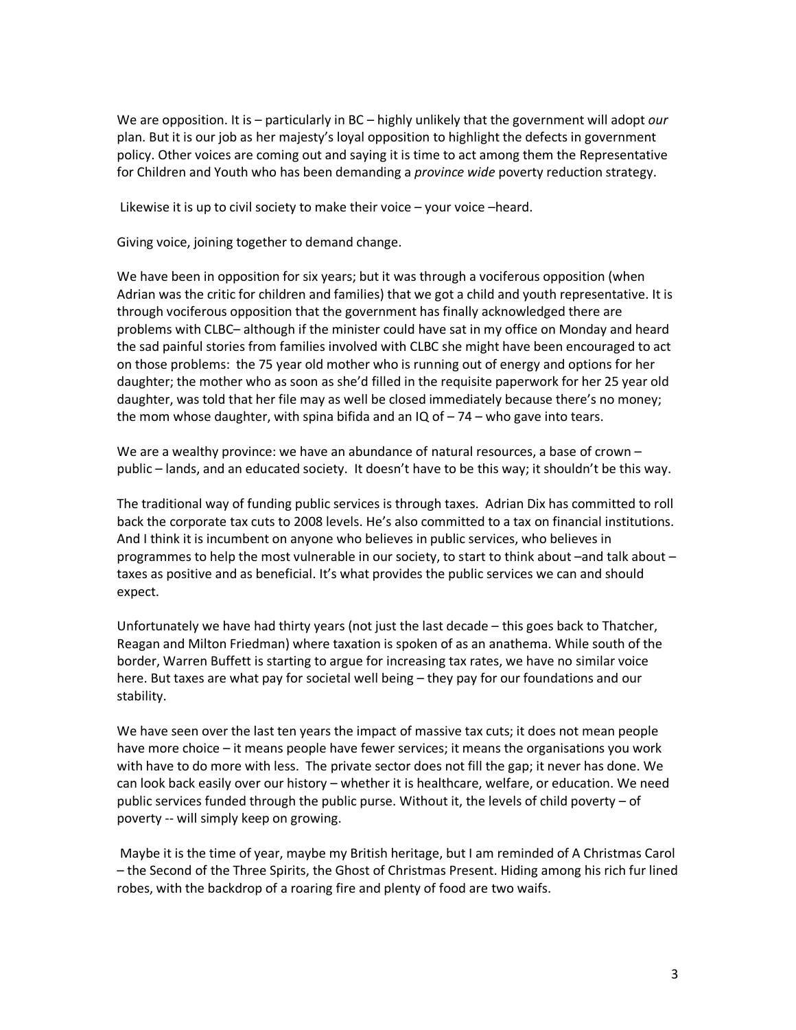We are opposition. It is – particularly in BC – highly unlikely that the government will adopt *our* plan. But it is our job as her majesty's loyal opposition to highlight the defects in government policy. Other voices are coming out and saying it is time to act among them the Representative for Children and Youth who has been demanding a *province wide* poverty reduction strategy.

Likewise it is up to civil society to make their voice – your voice –heard.

Giving voice, joining together to demand change.

We have been in opposition for six years; but it was through a vociferous opposition (when Adrian was the critic for children and families) that we got a child and youth representative. It is through vociferous opposition that the government has finally acknowledged there are problems with CLBC– although if the minister could have sat in my office on Monday and heard the sad painful stories from families involved with CLBC she might have been encouraged to act on those problems: the 75 year old mother who is running out of energy and options for her daughter; the mother who as soon as she'd filled in the requisite paperwork for her 25 year old daughter, was told that her file may as well be closed immediately because there's no money; the mom whose daughter, with spina bifida and an IQ of – 74 – who gave into tears.

We are a wealthy province: we have an abundance of natural resources, a base of crown – public – lands, and an educated society. It doesn't have to be this way; it shouldn't be this way.

The traditional way of funding public services is through taxes. Adrian Dix has committed to roll back the corporate tax cuts to 2008 levels. He's also committed to a tax on financial institutions. And I think it is incumbent on anyone who believes in public services, who believes in programmes to help the most vulnerable in our society, to start to think about –and talk about – taxes as positive and as beneficial. It's what provides the public services we can and should expect.

Unfortunately we have had thirty years (not just the last decade – this goes back to Thatcher, Reagan and Milton Friedman) where taxation is spoken of as an anathema. While south of the border, Warren Buffett is starting to argue for increasing tax rates, we have no similar voice here. But taxes are what pay for societal well being – they pay for our foundations and our stability.

We have seen over the last ten years the impact of massive tax cuts; it does not mean people have more choice – it means people have fewer services; it means the organisations you work with have to do more with less. The private sector does not fill the gap; it never has done. We can look back easily over our history – whether it is healthcare, welfare, or education. We need public services funded through the public purse. Without it, the levels of child poverty – of poverty -- will simply keep on growing.

Maybe it is the time of year, maybe my British heritage, but I am reminded of A Christmas Carol – the Second of the Three Spirits, the Ghost of Christmas Present. Hiding among his rich fur lined robes, with the backdrop of a roaring fire and plenty of food are two waifs.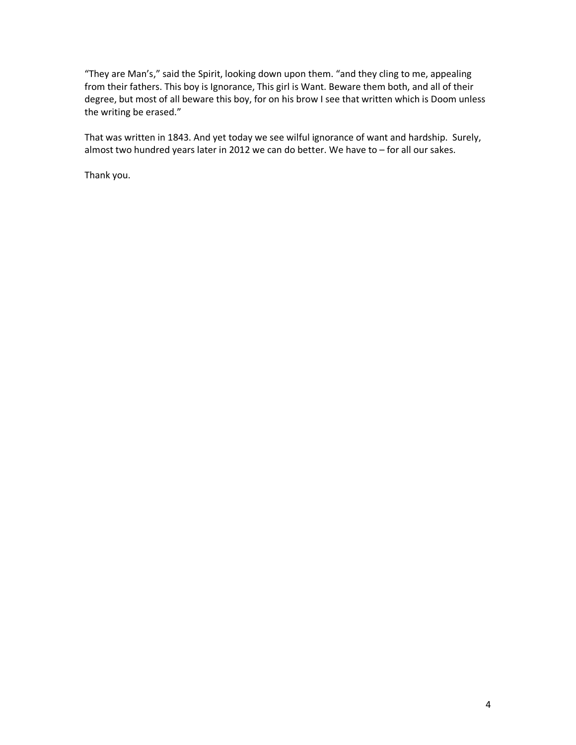"They are Man's," said the Spirit, looking down upon them. "and they cling to me, appealing from their fathers. This boy is Ignorance, This girl is Want. Beware them both, and all of their degree, but most of all beware this boy, for on his brow I see that written which is Doom unless the writing be erased."

That was written in 1843. And yet today we see wilful ignorance of want and hardship. Surely, almost two hundred years later in 2012 we can do better. We have to – for all our sakes.

Thank you.